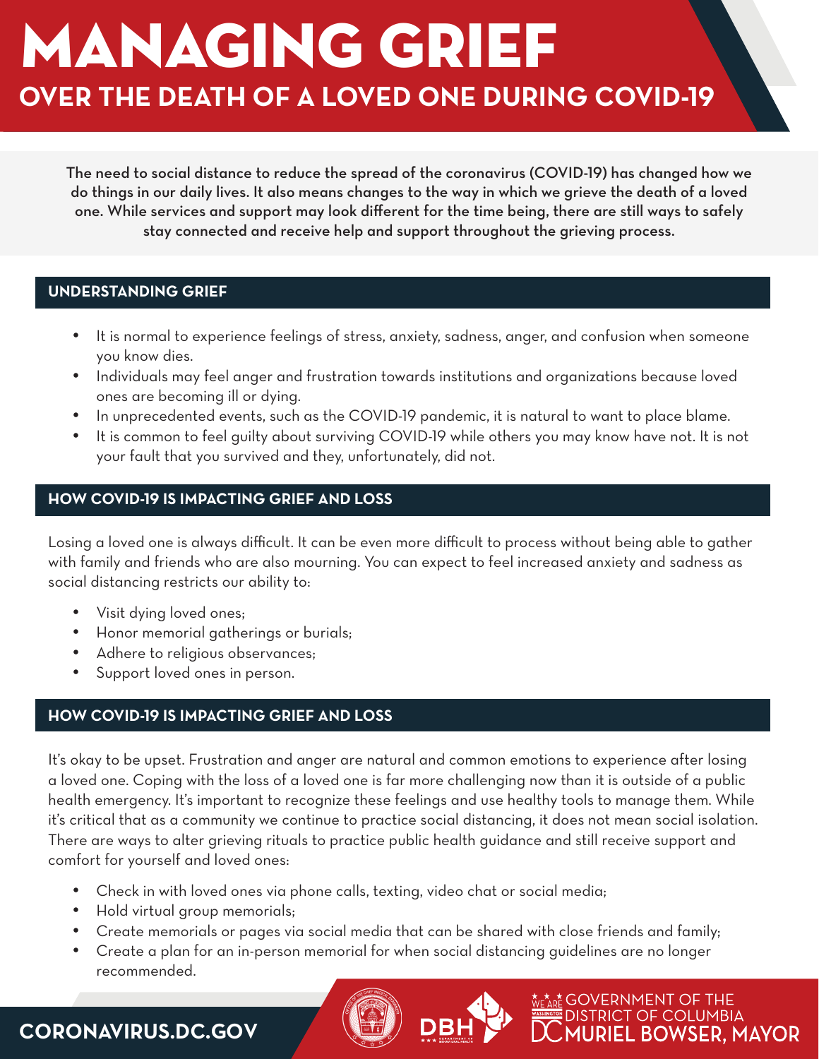# MANAGING GRIEF

## OVER THE DEATH OF A LOVED ONE DURING COVID-19

**The need to social distance to reduce the spread of the coronavirus (COVID-19) has changed how we do things in our daily lives. It also means changes to the way in which we grieve the death of a loved one. While services and support may look different for the time being, there are still ways to safely stay connected and receive help and support throughout the grieving process.**

### UNDERSTANDING GRIEF

- It is normal to experience feelings of stress, anxiety, sadness, anger, and confusion when someone you know dies.
- Individuals may feel anger and frustration towards institutions and organizations because loved ones are becoming ill or dying.
- In unprecedented events, such as the COVID-19 pandemic, it is natural to want to place blame.
- It is common to feel guilty about surviving COVID-19 while others you may know have not. It is not your fault that you survived and they, unfortunately, did not.

### HOW COVID-19 IS IMPACTING GRIEF AND LOSS

Losing a loved one is always difficult. It can be even more difficult to process without being able to gather with family and friends who are also mourning. You can expect to feel increased anxiety and sadness as social distancing restricts our ability to:

- Visit dying loved ones;
- Honor memorial gatherings or burials;
- Adhere to religious observances;
- Support loved ones in person.

### HOW COVID-19 IS IMPACTING GRIEF AND LOSS

It's okay to be upset. Frustration and anger are natural and common emotions to experience after losing a loved one. Coping with the loss of a loved one is far more challenging now than it is outside of a public health emergency. It's important to recognize these feelings and use healthy tools to manage them. While it's critical that as a community we continue to practice social distancing, it does not mean social isolation. There are ways to alter grieving rituals to practice public health guidance and still receive support and comfort for yourself and loved ones:

- Check in with loved ones via phone calls, texting, video chat or social media;
- Hold virtual group memorials;
- Create memorials or pages via social media that can be shared with close friends and family;
- Create a plan for an in-person memorial for when social distancing guidelines are no longer recommended.

**CORONAVIRUS.DC.GOV**

GOVERNMENT OF THE DISTRICT OF COLUMBIA
MURIEL BOWSER, MAYOR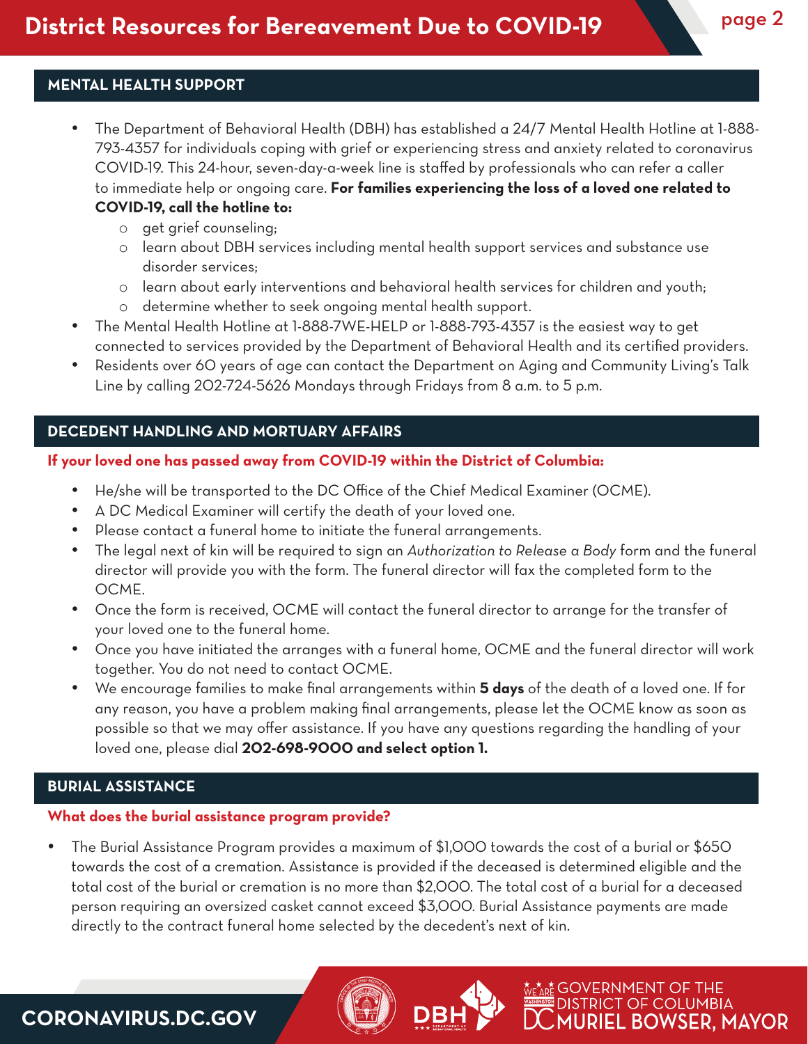## MENTAL HEALTH SUPPORT

- The Department of Behavioral Health (DBH) has established a 24/7 Mental Health Hotline at 1-888-793-4357 for individuals coping with grief or experiencing stress and anxiety related to coronavirus COVID-19. This 24-hour, seven-day-a-week line is staffed by professionals who can refer a caller to immediate help or ongoing care. **For families experiencing the loss of a loved one related to COVID-19, call the hotline to:**
  - get grief counseling;
  - learn about DBH services including mental health support services and substance use disorder services;
  - learn about early interventions and behavioral health services for children and youth;
  - determine whether to seek ongoing mental health support.
- The Mental Health Hotline at 1-888-7WE-HELP or 1-888-793-4357 is the easiest way to get connected to services provided by the Department of Behavioral Health and its certified providers.
- Residents over 60 years of age can contact the Department on Aging and Community Living's Talk Line by calling 202-724-5626 Mondays through Fridays from 8 a.m. to 5 p.m.

## DECEDENT HANDLING AND MORTUARY AFFAIRS

**If your loved one has passed away from COVID-19 within the District of Columbia:**

- He/she will be transported to the DC Office of the Chief Medical Examiner (OCME).
- A DC Medical Examiner will certify the death of your loved one.
- Please contact a funeral home to initiate the funeral arrangements.
- The legal next of kin will be required to sign an *Authorization to Release a Body* form and the funeral director will provide you with the form. The funeral director will fax the completed form to the OCME.
- Once the form is received, OCME will contact the funeral director to arrange for the transfer of your loved one to the funeral home.
- Once you have initiated the arranges with a funeral home, OCME and the funeral director will work together. You do not need to contact OCME.
- We encourage families to make final arrangements within **5 days** of the death of a loved one. If for any reason, you have a problem making final arrangements, please let the OCME know as soon as possible so that we may offer assistance. If you have any questions regarding the handling of your loved one, please dial **202-698-9000 and select option 1.**

## BURIAL ASSISTANCE

**What does the burial assistance program provide?**

- The Burial Assistance Program provides a maximum of $1,000 towards the cost of a burial or $650 towards the cost of a cremation. Assistance is provided if the deceased is determined eligible and the total cost of the burial or cremation is no more than $2,000. The total cost of a burial for a deceased person requiring an oversized casket cannot exceed $3,000. Burial Assistance payments are made directly to the contract funeral home selected by the decedent's next of kin.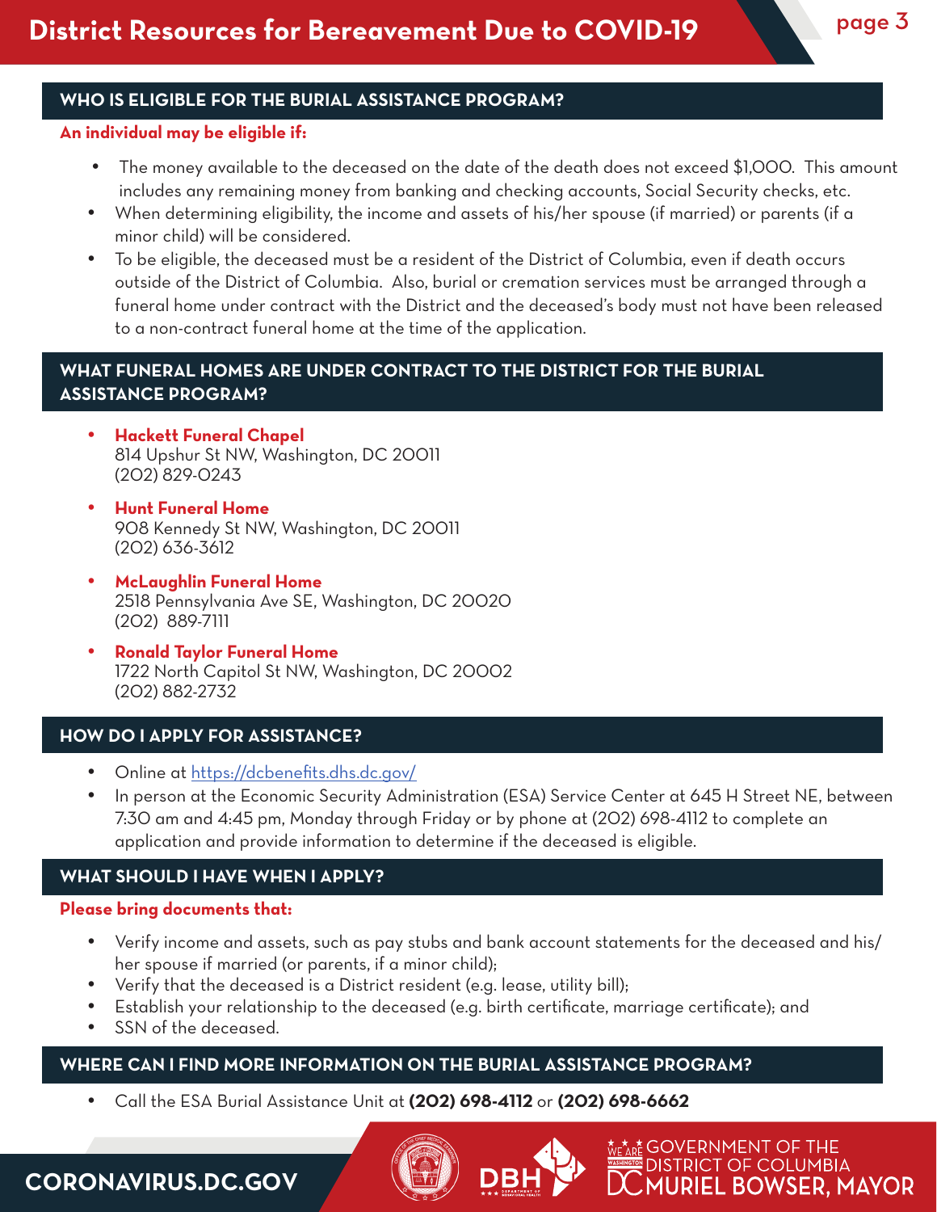## WHO IS ELIGIBLE FOR THE BURIAL ASSISTANCE PROGRAM?

**An individual may be eligible if:**

- The money available to the deceased on the date of the death does not exceed $1,000. This amount includes any remaining money from banking and checking accounts, Social Security checks, etc.
- When determining eligibility, the income and assets of his/her spouse (if married) or parents (if a minor child) will be considered.
- To be eligible, the deceased must be a resident of the District of Columbia, even if death occurs outside of the District of Columbia. Also, burial or cremation services must be arranged through a funeral home under contract with the District and the deceased's body must not have been released to a non-contract funeral home at the time of the application.

## WHAT FUNERAL HOMES ARE UNDER CONTRACT TO THE DISTRICT FOR THE BURIAL ASSISTANCE PROGRAM?

- **Hackett Funeral Chapel**
  814 Upshur St NW, Washington, DC 20011
  (202) 829-0243
- **Hunt Funeral Home**
  908 Kennedy St NW, Washington, DC 20011
  (202) 636-3612
- **McLaughlin Funeral Home**
  2518 Pennsylvania Ave SE, Washington, DC 20020
  (202) 889-7111
- **Ronald Taylor Funeral Home**
  1722 North Capitol St NW, Washington, DC 20002
  (202) 882-2732

## HOW DO I APPLY FOR ASSISTANCE?

- Online at https://dcbenefits.dhs.dc.gov/
- In person at the Economic Security Administration (ESA) Service Center at 645 H Street NE, between 7:30 am and 4:45 pm, Monday through Friday or by phone at (202) 698-4112 to complete an application and provide information to determine if the deceased is eligible.

## WHAT SHOULD I HAVE WHEN I APPLY?

**Please bring documents that:**

- Verify income and assets, such as pay stubs and bank account statements for the deceased and his/her spouse if married (or parents, if a minor child);
- Verify that the deceased is a District resident (e.g. lease, utility bill);
- Establish your relationship to the deceased (e.g. birth certificate, marriage certificate); and
- SSN of the deceased.

## WHERE CAN I FIND MORE INFORMATION ON THE BURIAL ASSISTANCE PROGRAM?

- Call the ESA Burial Assistance Unit at **(202) 698-4112** or **(202) 698-6662**

CORONAVIRUS.DC.GOV

GOVERNMENT OF THE DISTRICT OF COLUMBIA
MURIEL BOWSER, MAYOR